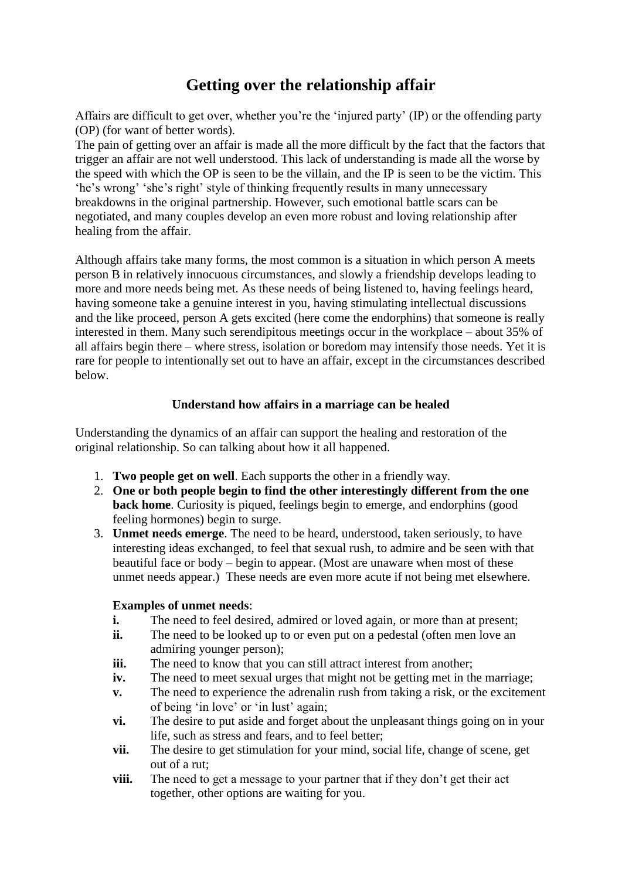# Getting over the relationship affair

Affairs are difficult to get over, whether you're the 'injured party' (IP) or the offending party (OP) (for want of better words).
The pain of getting over an affair is made all the more difficult by the fact that the factors that trigger an affair are not well understood. This lack of understanding is made all the worse by the speed with which the OP is seen to be the villain, and the IP is seen to be the victim. This 'he's wrong' 'she's right' style of thinking frequently results in many unnecessary breakdowns in the original partnership. However, such emotional battle scars can be negotiated, and many couples develop an even more robust and loving relationship after healing from the affair.

Although affairs take many forms, the most common is a situation in which person A meets person B in relatively innocuous circumstances, and slowly a friendship develops leading to more and more needs being met. As these needs of being listened to, having feelings heard, having someone take a genuine interest in you, having stimulating intellectual discussions and the like proceed, person A gets excited (here come the endorphins) that someone is really interested in them. Many such serendipitous meetings occur in the workplace – about 35% of all affairs begin there – where stress, isolation or boredom may intensify those needs. Yet it is rare for people to intentionally set out to have an affair, except in the circumstances described below.

### Understand how affairs in a marriage can be healed

Understanding the dynamics of an affair can support the healing and restoration of the original relationship. So can talking about how it all happened.

1. **Two people get on well**. Each supports the other in a friendly way.
2. **One or both people begin to find the other interestingly different from the one back home**. Curiosity is piqued, feelings begin to emerge, and endorphins (good feeling hormones) begin to surge.
3. **Unmet needs emerge**. The need to be heard, understood, taken seriously, to have interesting ideas exchanged, to feel that sexual rush, to admire and be seen with that beautiful face or body – begin to appear. (Most are unaware when most of these unmet needs appear.) These needs are even more acute if not being met elsewhere.

   **Examples of unmet needs**:

   **i.** The need to feel desired, admired or loved again, or more than at present;
   **ii.** The need to be looked up to or even put on a pedestal (often men love an admiring younger person);
   **iii.** The need to know that you can still attract interest from another;
   **iv.** The need to meet sexual urges that might not be getting met in the marriage;
   **v.** The need to experience the adrenalin rush from taking a risk, or the excitement of being 'in love' or 'in lust' again;
   **vi.** The desire to put aside and forget about the unpleasant things going on in your life, such as stress and fears, and to feel better;
   **vii.** The desire to get stimulation for your mind, social life, change of scene, get out of a rut;
   **viii.** The need to get a message to your partner that if they don't get their act together, other options are waiting for you.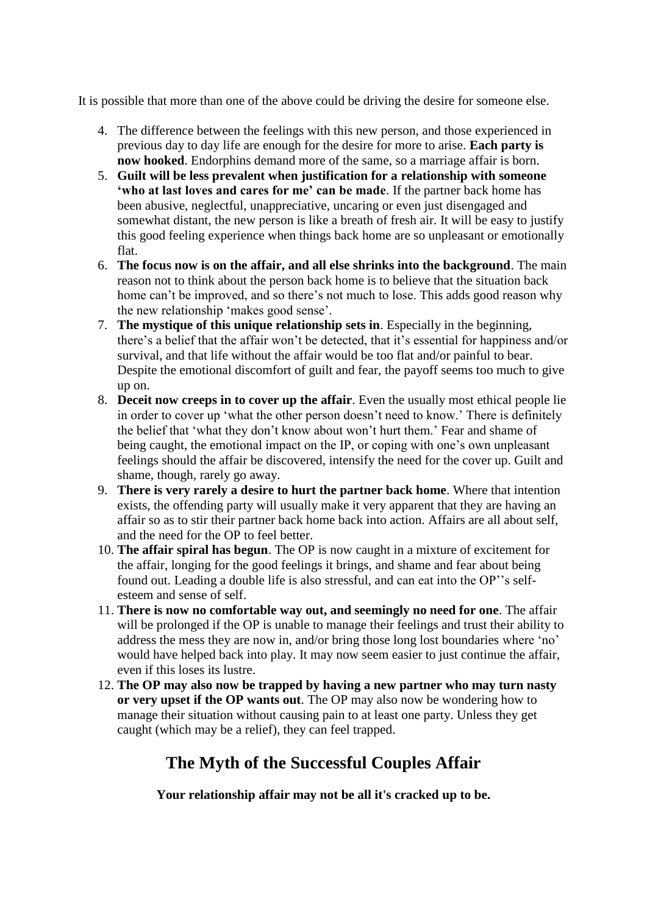It is possible that more than one of the above could be driving the desire for someone else.

4. The difference between the feelings with this new person, and those experienced in previous day to day life are enough for the desire for more to arise. **Each party is now hooked**. Endorphins demand more of the same, so a marriage affair is born.
5. **Guilt will be less prevalent when justification for a relationship with someone 'who at last loves and cares for me' can be made**. If the partner back home has been abusive, neglectful, unappreciative, uncaring or even just disengaged and somewhat distant, the new person is like a breath of fresh air. It will be easy to justify this good feeling experience when things back home are so unpleasant or emotionally flat.
6. **The focus now is on the affair, and all else shrinks into the background**. The main reason not to think about the person back home is to believe that the situation back home can't be improved, and so there's not much to lose. This adds good reason why the new relationship 'makes good sense'.
7. **The mystique of this unique relationship sets in**. Especially in the beginning, there's a belief that the affair won't be detected, that it's essential for happiness and/or survival, and that life without the affair would be too flat and/or painful to bear. Despite the emotional discomfort of guilt and fear, the payoff seems too much to give up on.
8. **Deceit now creeps in to cover up the affair**. Even the usually most ethical people lie in order to cover up 'what the other person doesn't need to know.' There is definitely the belief that 'what they don't know about won't hurt them.' Fear and shame of being caught, the emotional impact on the IP, or coping with one's own unpleasant feelings should the affair be discovered, intensify the need for the cover up. Guilt and shame, though, rarely go away.
9. **There is very rarely a desire to hurt the partner back home**. Where that intention exists, the offending party will usually make it very apparent that they are having an affair so as to stir their partner back home back into action. Affairs are all about self, and the need for the OP to feel better.
10. **The affair spiral has begun**. The OP is now caught in a mixture of excitement for the affair, longing for the good feelings it brings, and shame and fear about being found out. Leading a double life is also stressful, and can eat into the OP''s self-esteem and sense of self.
11. **There is now no comfortable way out, and seemingly no need for one**. The affair will be prolonged if the OP is unable to manage their feelings and trust their ability to address the mess they are now in, and/or bring those long lost boundaries where 'no' would have helped back into play. It may now seem easier to just continue the affair, even if this loses its lustre.
12. **The OP may also now be trapped by having a new partner who may turn nasty or very upset if the OP wants out**. The OP may also now be wondering how to manage their situation without causing pain to at least one party. Unless they get caught (which may be a relief), they can feel trapped.

## The Myth of the Successful Couples Affair

**Your relationship affair may not be all it's cracked up to be.**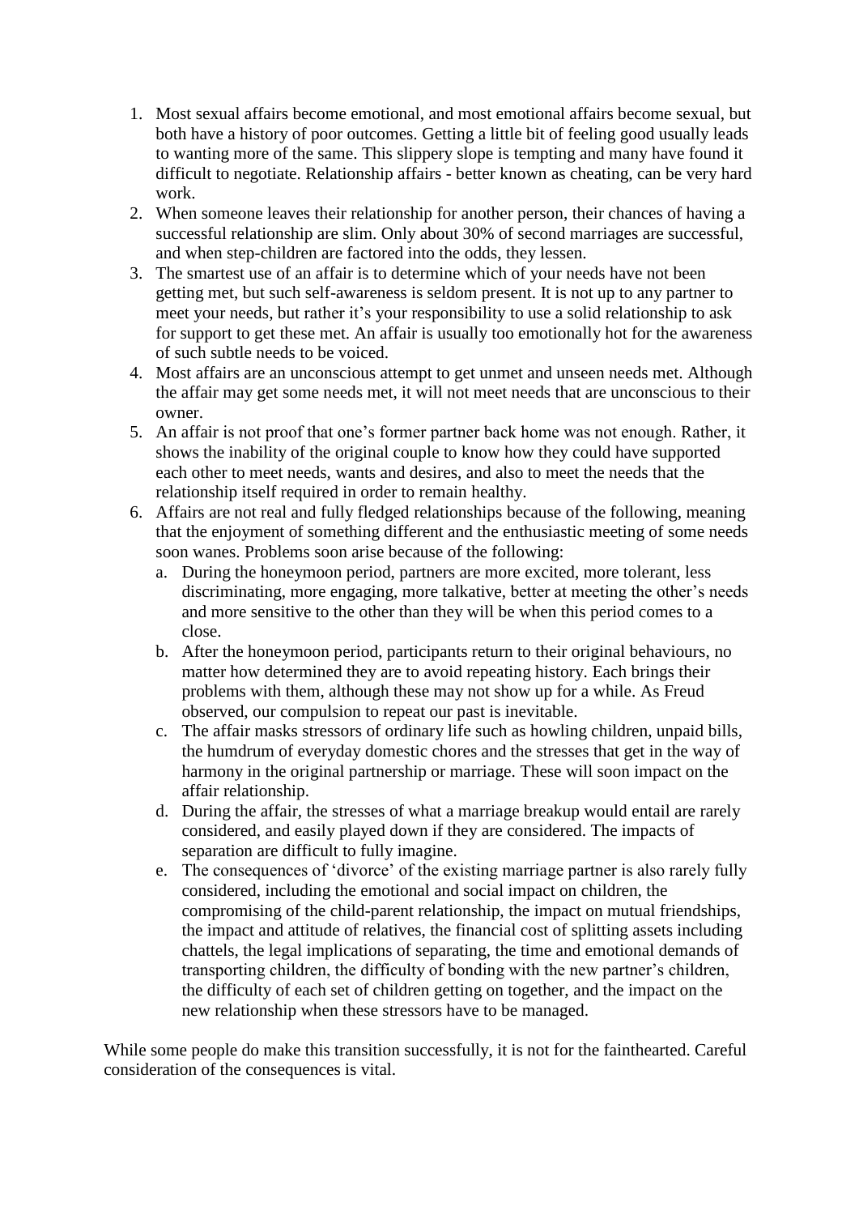1. Most sexual affairs become emotional, and most emotional affairs become sexual, but both have a history of poor outcomes. Getting a little bit of feeling good usually leads to wanting more of the same. This slippery slope is tempting and many have found it difficult to negotiate. Relationship affairs - better known as cheating, can be very hard work.
2. When someone leaves their relationship for another person, their chances of having a successful relationship are slim. Only about 30% of second marriages are successful, and when step-children are factored into the odds, they lessen.
3. The smartest use of an affair is to determine which of your needs have not been getting met, but such self-awareness is seldom present. It is not up to any partner to meet your needs, but rather it's your responsibility to use a solid relationship to ask for support to get these met. An affair is usually too emotionally hot for the awareness of such subtle needs to be voiced.
4. Most affairs are an unconscious attempt to get unmet and unseen needs met. Although the affair may get some needs met, it will not meet needs that are unconscious to their owner.
5. An affair is not proof that one's former partner back home was not enough. Rather, it shows the inability of the original couple to know how they could have supported each other to meet needs, wants and desires, and also to meet the needs that the relationship itself required in order to remain healthy.
6. Affairs are not real and fully fledged relationships because of the following, meaning that the enjoyment of something different and the enthusiastic meeting of some needs soon wanes. Problems soon arise because of the following:
   a. During the honeymoon period, partners are more excited, more tolerant, less discriminating, more engaging, more talkative, better at meeting the other's needs and more sensitive to the other than they will be when this period comes to a close.
   b. After the honeymoon period, participants return to their original behaviours, no matter how determined they are to avoid repeating history. Each brings their problems with them, although these may not show up for a while. As Freud observed, our compulsion to repeat our past is inevitable.
   c. The affair masks stressors of ordinary life such as howling children, unpaid bills, the humdrum of everyday domestic chores and the stresses that get in the way of harmony in the original partnership or marriage. These will soon impact on the affair relationship.
   d. During the affair, the stresses of what a marriage breakup would entail are rarely considered, and easily played down if they are considered. The impacts of separation are difficult to fully imagine.
   e. The consequences of 'divorce' of the existing marriage partner is also rarely fully considered, including the emotional and social impact on children, the compromising of the child-parent relationship, the impact on mutual friendships, the impact and attitude of relatives, the financial cost of splitting assets including chattels, the legal implications of separating, the time and emotional demands of transporting children, the difficulty of bonding with the new partner's children, the difficulty of each set of children getting on together, and the impact on the new relationship when these stressors have to be managed.

While some people do make this transition successfully, it is not for the fainthearted. Careful consideration of the consequences is vital.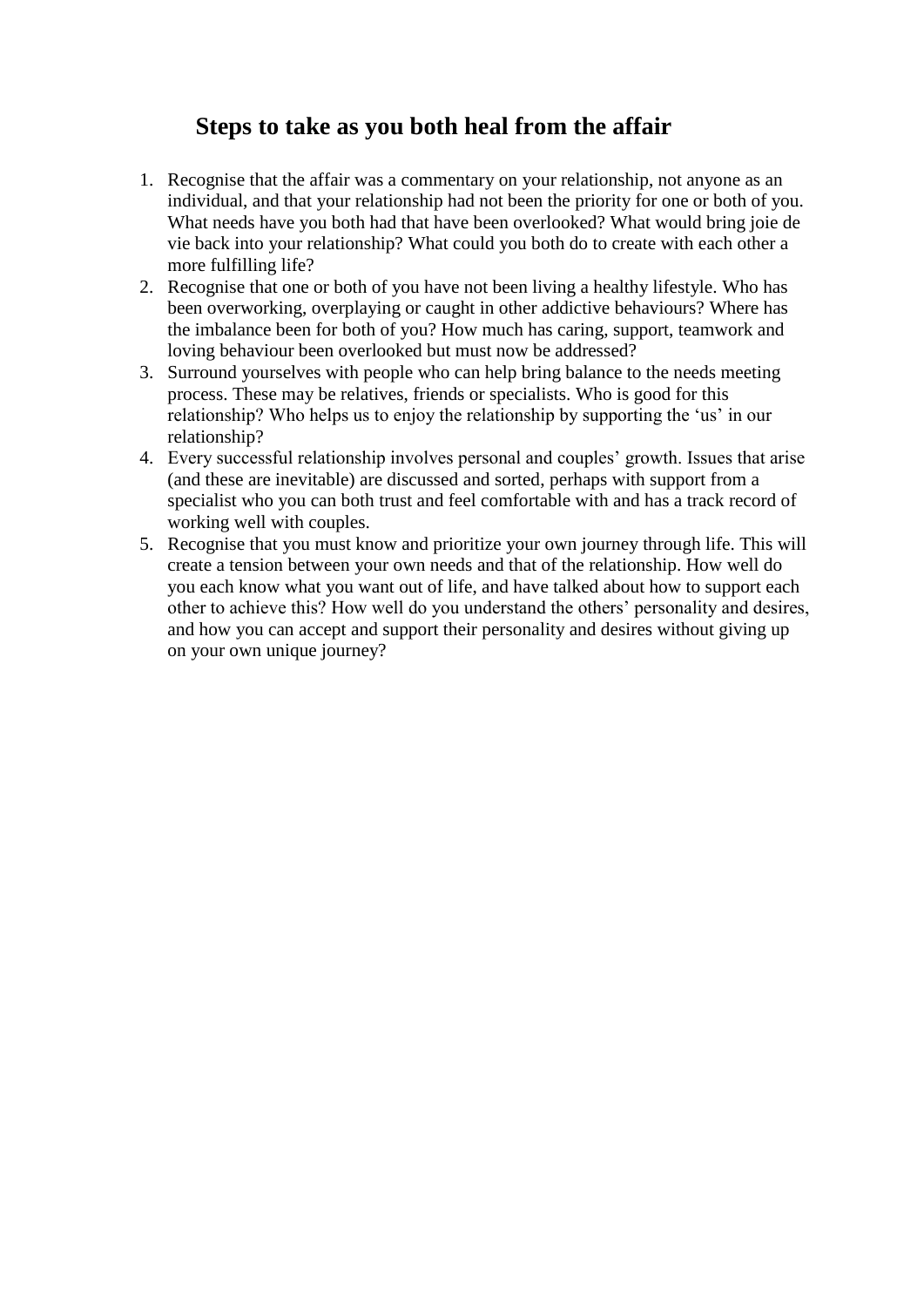# Steps to take as you both heal from the affair

1. Recognise that the affair was a commentary on your relationship, not anyone as an individual, and that your relationship had not been the priority for one or both of you. What needs have you both had that have been overlooked? What would bring joie de vie back into your relationship? What could you both do to create with each other a more fulfilling life?
2. Recognise that one or both of you have not been living a healthy lifestyle. Who has been overworking, overplaying or caught in other addictive behaviours? Where has the imbalance been for both of you? How much has caring, support, teamwork and loving behaviour been overlooked but must now be addressed?
3. Surround yourselves with people who can help bring balance to the needs meeting process. These may be relatives, friends or specialists. Who is good for this relationship? Who helps us to enjoy the relationship by supporting the 'us' in our relationship?
4. Every successful relationship involves personal and couples' growth. Issues that arise (and these are inevitable) are discussed and sorted, perhaps with support from a specialist who you can both trust and feel comfortable with and has a track record of working well with couples.
5. Recognise that you must know and prioritize your own journey through life. This will create a tension between your own needs and that of the relationship. How well do you each know what you want out of life, and have talked about how to support each other to achieve this? How well do you understand the others' personality and desires, and how you can accept and support their personality and desires without giving up on your own unique journey?